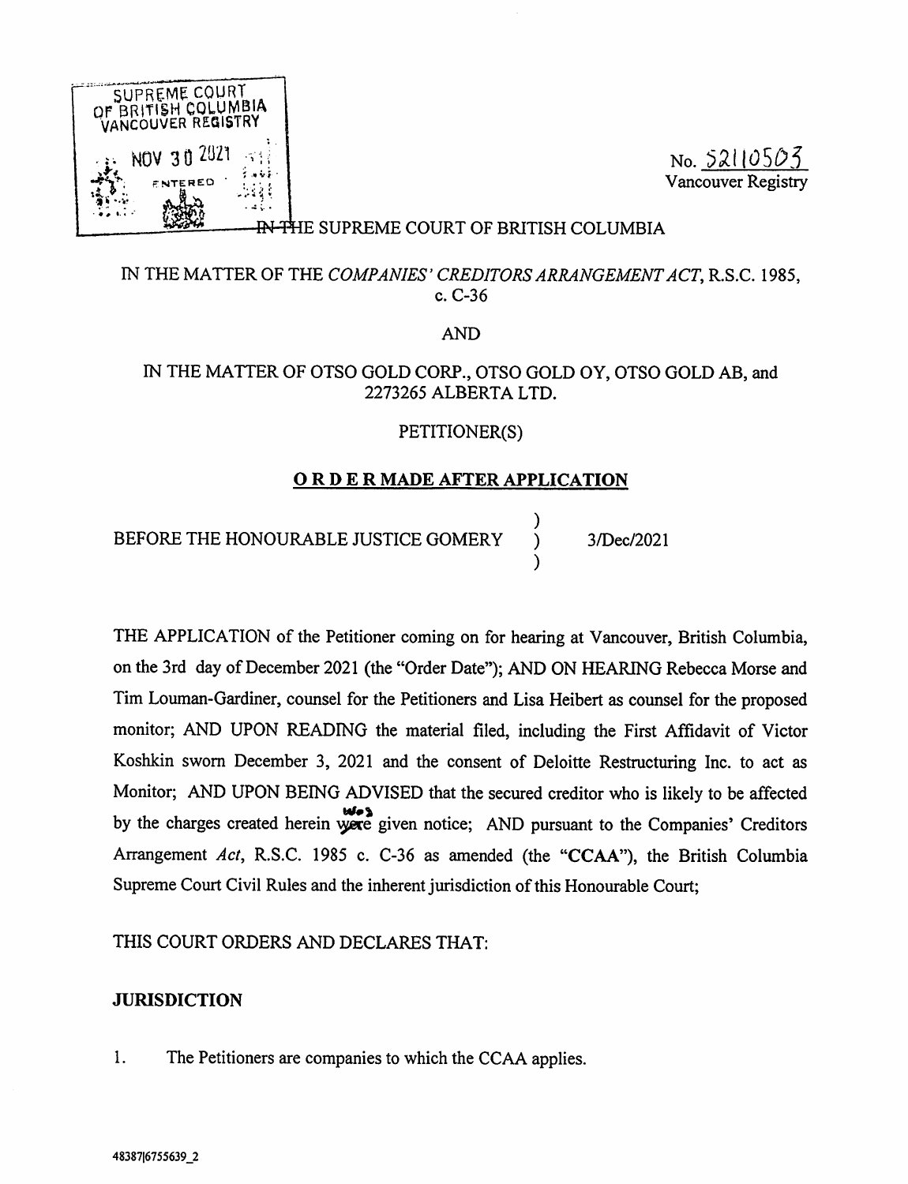SUPREME COURT OF BRITISH COLUMBIA
VANCOUVER REGISTRY

NOV 30 2021

ENTERED

No. S2110503
Vancouver Registry

IN THE SUPREME COURT OF BRITISH COLUMBIA

IN THE MATTER OF THE *COMPANIES' CREDITORS ARRANGEMENT ACT*, R.S.C. 1985, c. C-36

AND

IN THE MATTER OF OTSO GOLD CORP., OTSO GOLD OY, OTSO GOLD AB, and 2273265 ALBERTA LTD.

PETITIONER(S)

## ORDER MADE AFTER APPLICATION

BEFORE THE HONOURABLE JUSTICE GOMERY ) 3/Dec/2021

THE APPLICATION of the Petitioner coming on for hearing at Vancouver, British Columbia, on the 3rd day of December 2021 (the "Order Date"); AND ON HEARING Rebecca Morse and Tim Louman-Gardiner, counsel for the Petitioners and Lisa Heibert as counsel for the proposed monitor; AND UPON READING the material filed, including the First Affidavit of Victor Koshkin sworn December 3, 2021 and the consent of Deloitte Restructuring Inc. to act as Monitor; AND UPON BEING ADVISED that the secured creditor who is likely to be affected by the charges created herein was given notice; AND pursuant to the Companies' Creditors Arrangement *Act*, R.S.C. 1985 c. C-36 as amended (the "**CCAA**"), the British Columbia Supreme Court Civil Rules and the inherent jurisdiction of this Honourable Court;

THIS COURT ORDERS AND DECLARES THAT:

**JURISDICTION**

1. The Petitioners are companies to which the CCAA applies.

48387|6755639_2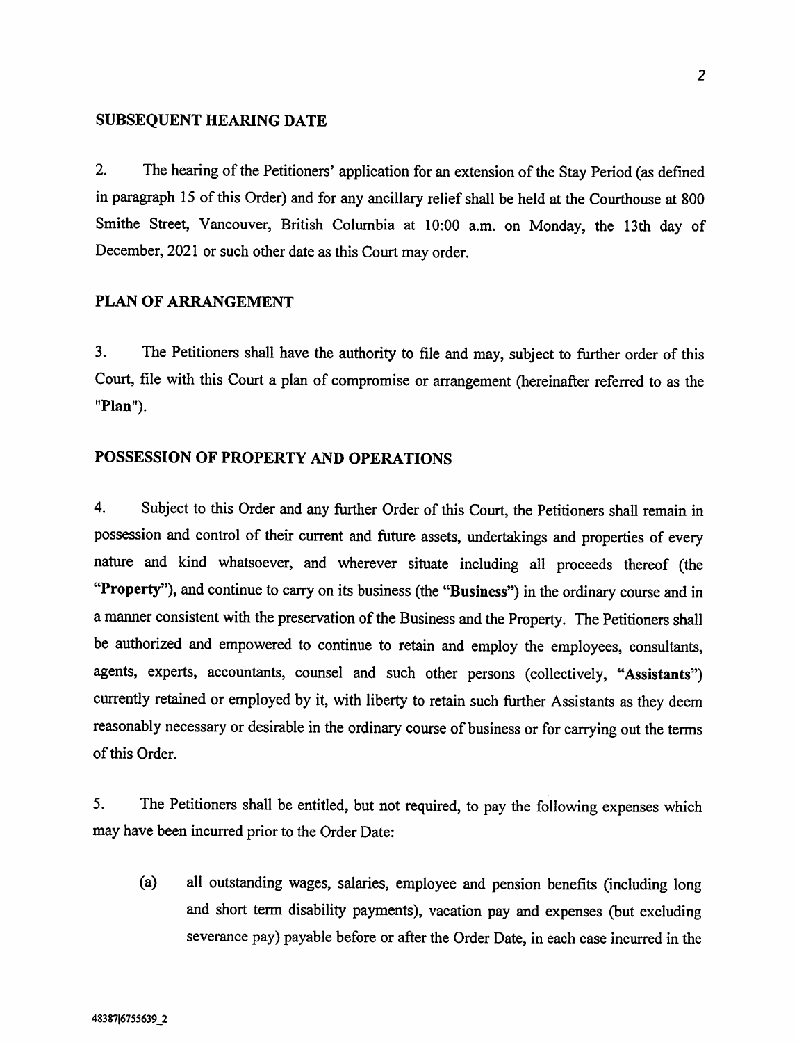## SUBSEQUENT HEARING DATE

2. The hearing of the Petitioners' application for an extension of the Stay Period (as defined in paragraph 15 of this Order) and for any ancillary relief shall be held at the Courthouse at 800 Smithe Street, Vancouver, British Columbia at 10:00 a.m. on Monday, the 13th day of December, 2021 or such other date as this Court may order.

## PLAN OF ARRANGEMENT

3. The Petitioners shall have the authority to file and may, subject to further order of this Court, file with this Court a plan of compromise or arrangement (hereinafter referred to as the "**Plan**").

## POSSESSION OF PROPERTY AND OPERATIONS

4. Subject to this Order and any further Order of this Court, the Petitioners shall remain in possession and control of their current and future assets, undertakings and properties of every nature and kind whatsoever, and wherever situate including all proceeds thereof (the "**Property**"), and continue to carry on its business (the "**Business**") in the ordinary course and in a manner consistent with the preservation of the Business and the Property. The Petitioners shall be authorized and empowered to continue to retain and employ the employees, consultants, agents, experts, accountants, counsel and such other persons (collectively, "**Assistants**") currently retained or employed by it, with liberty to retain such further Assistants as they deem reasonably necessary or desirable in the ordinary course of business or for carrying out the terms of this Order.

5. The Petitioners shall be entitled, but not required, to pay the following expenses which may have been incurred prior to the Order Date:

   (a) all outstanding wages, salaries, employee and pension benefits (including long and short term disability payments), vacation pay and expenses (but excluding severance pay) payable before or after the Order Date, in each case incurred in the

48387|6755639_2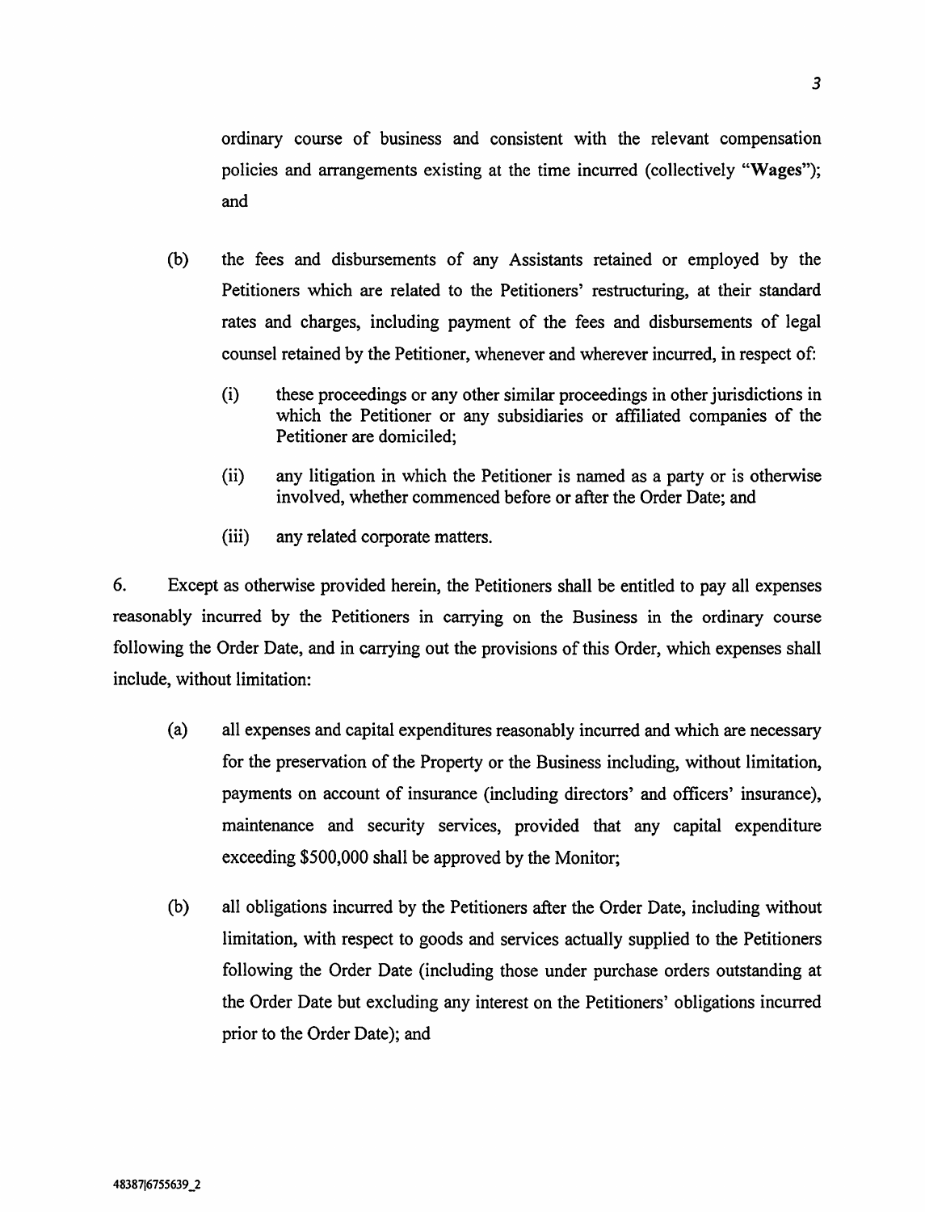ordinary course of business and consistent with the relevant compensation policies and arrangements existing at the time incurred (collectively "**Wages**"); and

(b) the fees and disbursements of any Assistants retained or employed by the Petitioners which are related to the Petitioners' restructuring, at their standard rates and charges, including payment of the fees and disbursements of legal counsel retained by the Petitioner, whenever and wherever incurred, in respect of:

   (i) these proceedings or any other similar proceedings in other jurisdictions in which the Petitioner or any subsidiaries or affiliated companies of the Petitioner are domiciled;

   (ii) any litigation in which the Petitioner is named as a party or is otherwise involved, whether commenced before or after the Order Date; and

   (iii) any related corporate matters.

6. Except as otherwise provided herein, the Petitioners shall be entitled to pay all expenses reasonably incurred by the Petitioners in carrying on the Business in the ordinary course following the Order Date, and in carrying out the provisions of this Order, which expenses shall include, without limitation:

(a) all expenses and capital expenditures reasonably incurred and which are necessary for the preservation of the Property or the Business including, without limitation, payments on account of insurance (including directors' and officers' insurance), maintenance and security services, provided that any capital expenditure exceeding $500,000 shall be approved by the Monitor;

(b) all obligations incurred by the Petitioners after the Order Date, including without limitation, with respect to goods and services actually supplied to the Petitioners following the Order Date (including those under purchase orders outstanding at the Order Date but excluding any interest on the Petitioners' obligations incurred prior to the Order Date); and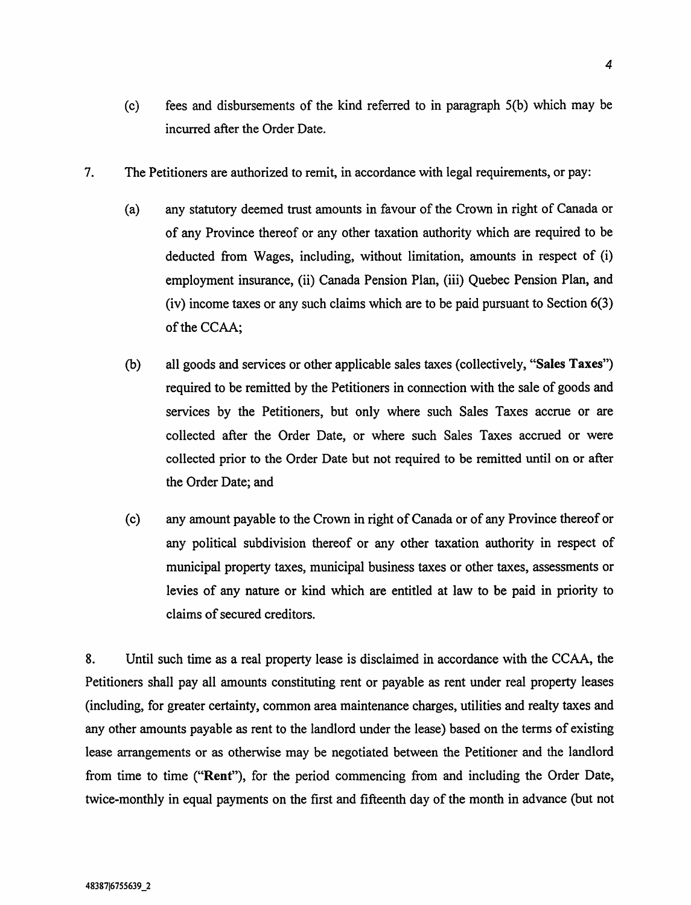(c) fees and disbursements of the kind referred to in paragraph 5(b) which may be incurred after the Order Date.

7. The Petitioners are authorized to remit, in accordance with legal requirements, or pay:

(a) any statutory deemed trust amounts in favour of the Crown in right of Canada or of any Province thereof or any other taxation authority which are required to be deducted from Wages, including, without limitation, amounts in respect of (i) employment insurance, (ii) Canada Pension Plan, (iii) Quebec Pension Plan, and (iv) income taxes or any such claims which are to be paid pursuant to Section 6(3) of the CCAA;

(b) all goods and services or other applicable sales taxes (collectively, "**Sales Taxes**") required to be remitted by the Petitioners in connection with the sale of goods and services by the Petitioners, but only where such Sales Taxes accrue or are collected after the Order Date, or where such Sales Taxes accrued or were collected prior to the Order Date but not required to be remitted until on or after the Order Date; and

(c) any amount payable to the Crown in right of Canada or of any Province thereof or any political subdivision thereof or any other taxation authority in respect of municipal property taxes, municipal business taxes or other taxes, assessments or levies of any nature or kind which are entitled at law to be paid in priority to claims of secured creditors.

8. Until such time as a real property lease is disclaimed in accordance with the CCAA, the Petitioners shall pay all amounts constituting rent or payable as rent under real property leases (including, for greater certainty, common area maintenance charges, utilities and realty taxes and any other amounts payable as rent to the landlord under the lease) based on the terms of existing lease arrangements or as otherwise may be negotiated between the Petitioner and the landlord from time to time ("**Rent**"), for the period commencing from and including the Order Date, twice-monthly in equal payments on the first and fifteenth day of the month in advance (but not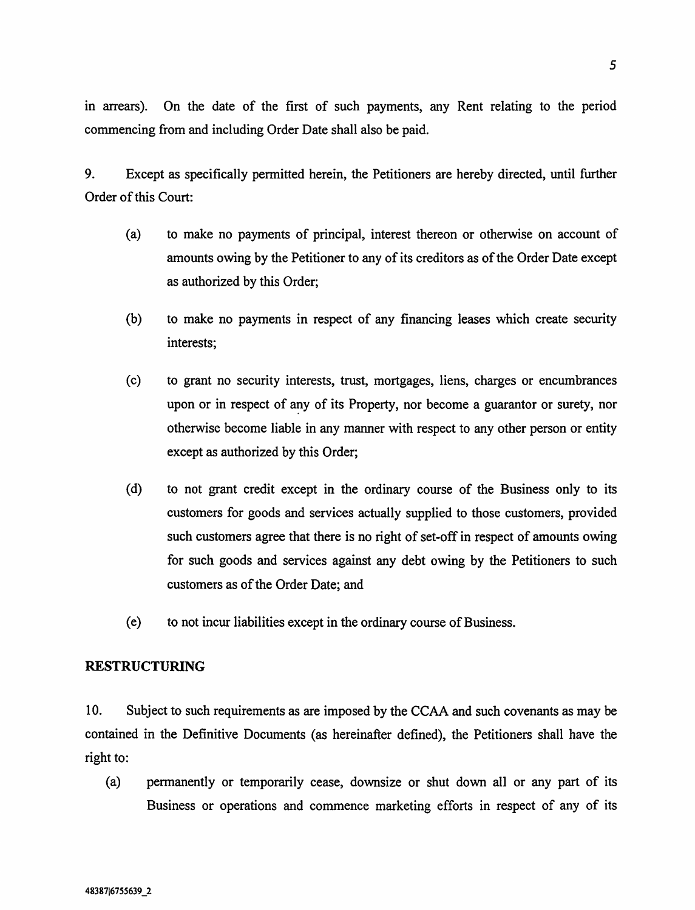in arrears). On the date of the first of such payments, any Rent relating to the period commencing from and including Order Date shall also be paid.

9. Except as specifically permitted herein, the Petitioners are hereby directed, until further Order of this Court:

(a) to make no payments of principal, interest thereon or otherwise on account of amounts owing by the Petitioner to any of its creditors as of the Order Date except as authorized by this Order;

(b) to make no payments in respect of any financing leases which create security interests;

(c) to grant no security interests, trust, mortgages, liens, charges or encumbrances upon or in respect of any of its Property, nor become a guarantor or surety, nor otherwise become liable in any manner with respect to any other person or entity except as authorized by this Order;

(d) to not grant credit except in the ordinary course of the Business only to its customers for goods and services actually supplied to those customers, provided such customers agree that there is no right of set-off in respect of amounts owing for such goods and services against any debt owing by the Petitioners to such customers as of the Order Date; and

(e) to not incur liabilities except in the ordinary course of Business.

## RESTRUCTURING

10. Subject to such requirements as are imposed by the CCAA and such covenants as may be contained in the Definitive Documents (as hereinafter defined), the Petitioners shall have the right to:

(a) permanently or temporarily cease, downsize or shut down all or any part of its Business or operations and commence marketing efforts in respect of any of its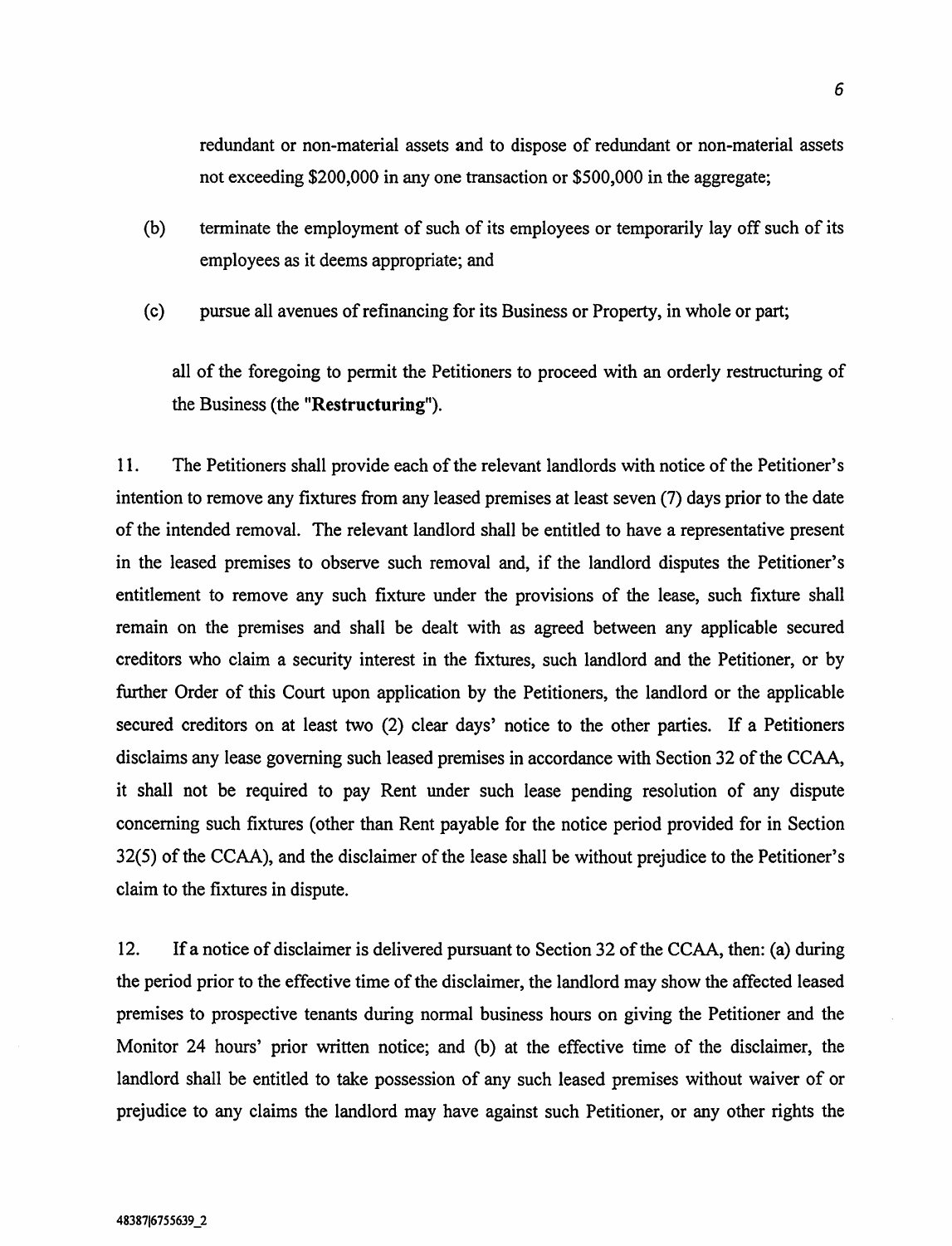redundant or non-material assets and to dispose of redundant or non-material assets not exceeding $200,000 in any one transaction or $500,000 in the aggregate;

(b) terminate the employment of such of its employees or temporarily lay off such of its employees as it deems appropriate; and

(c) pursue all avenues of refinancing for its Business or Property, in whole or part;

all of the foregoing to permit the Petitioners to proceed with an orderly restructuring of the Business (the "**Restructuring**").

11. The Petitioners shall provide each of the relevant landlords with notice of the Petitioner's intention to remove any fixtures from any leased premises at least seven (7) days prior to the date of the intended removal. The relevant landlord shall be entitled to have a representative present in the leased premises to observe such removal and, if the landlord disputes the Petitioner's entitlement to remove any such fixture under the provisions of the lease, such fixture shall remain on the premises and shall be dealt with as agreed between any applicable secured creditors who claim a security interest in the fixtures, such landlord and the Petitioner, or by further Order of this Court upon application by the Petitioners, the landlord or the applicable secured creditors on at least two (2) clear days' notice to the other parties. If a Petitioners disclaims any lease governing such leased premises in accordance with Section 32 of the CCAA, it shall not be required to pay Rent under such lease pending resolution of any dispute concerning such fixtures (other than Rent payable for the notice period provided for in Section 32(5) of the CCAA), and the disclaimer of the lease shall be without prejudice to the Petitioner's claim to the fixtures in dispute.

12. If a notice of disclaimer is delivered pursuant to Section 32 of the CCAA, then: (a) during the period prior to the effective time of the disclaimer, the landlord may show the affected leased premises to prospective tenants during normal business hours on giving the Petitioner and the Monitor 24 hours' prior written notice; and (b) at the effective time of the disclaimer, the landlord shall be entitled to take possession of any such leased premises without waiver of or prejudice to any claims the landlord may have against such Petitioner, or any other rights the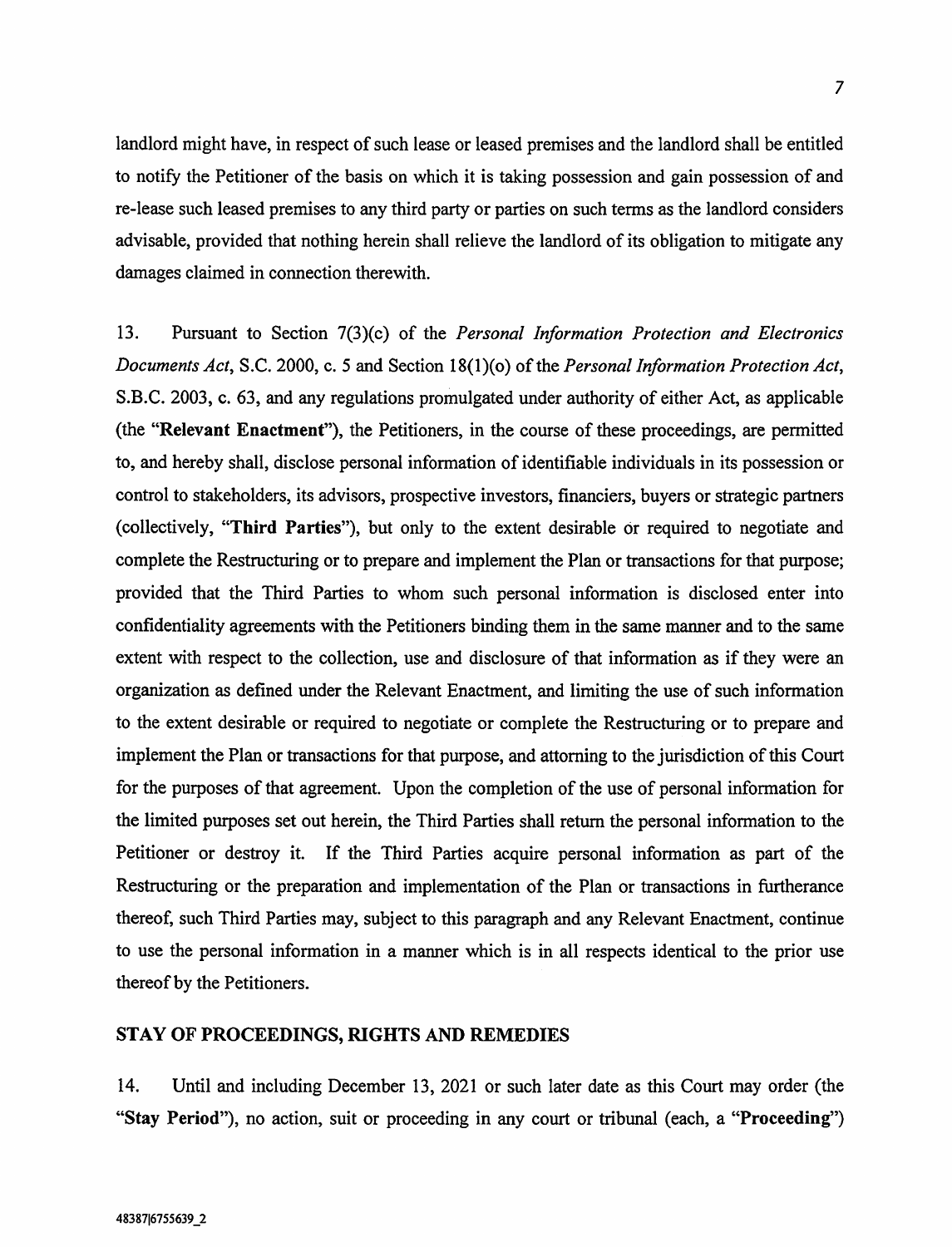landlord might have, in respect of such lease or leased premises and the landlord shall be entitled to notify the Petitioner of the basis on which it is taking possession and gain possession of and re-lease such leased premises to any third party or parties on such terms as the landlord considers advisable, provided that nothing herein shall relieve the landlord of its obligation to mitigate any damages claimed in connection therewith.

13. Pursuant to Section 7(3)(c) of the *Personal Information Protection and Electronics Documents Act*, S.C. 2000, c. 5 and Section 18(1)(o) of the *Personal Information Protection Act*, S.B.C. 2003, c. 63, and any regulations promulgated under authority of either Act, as applicable (the "**Relevant Enactment**"), the Petitioners, in the course of these proceedings, are permitted to, and hereby shall, disclose personal information of identifiable individuals in its possession or control to stakeholders, its advisors, prospective investors, financiers, buyers or strategic partners (collectively, "**Third Parties**"), but only to the extent desirable or required to negotiate and complete the Restructuring or to prepare and implement the Plan or transactions for that purpose; provided that the Third Parties to whom such personal information is disclosed enter into confidentiality agreements with the Petitioners binding them in the same manner and to the same extent with respect to the collection, use and disclosure of that information as if they were an organization as defined under the Relevant Enactment, and limiting the use of such information to the extent desirable or required to negotiate or complete the Restructuring or to prepare and implement the Plan or transactions for that purpose, and attorning to the jurisdiction of this Court for the purposes of that agreement. Upon the completion of the use of personal information for the limited purposes set out herein, the Third Parties shall return the personal information to the Petitioner or destroy it. If the Third Parties acquire personal information as part of the Restructuring or the preparation and implementation of the Plan or transactions in furtherance thereof, such Third Parties may, subject to this paragraph and any Relevant Enactment, continue to use the personal information in a manner which is in all respects identical to the prior use thereof by the Petitioners.

## STAY OF PROCEEDINGS, RIGHTS AND REMEDIES

14. Until and including December 13, 2021 or such later date as this Court may order (the "**Stay Period**"), no action, suit or proceeding in any court or tribunal (each, a "**Proceeding**")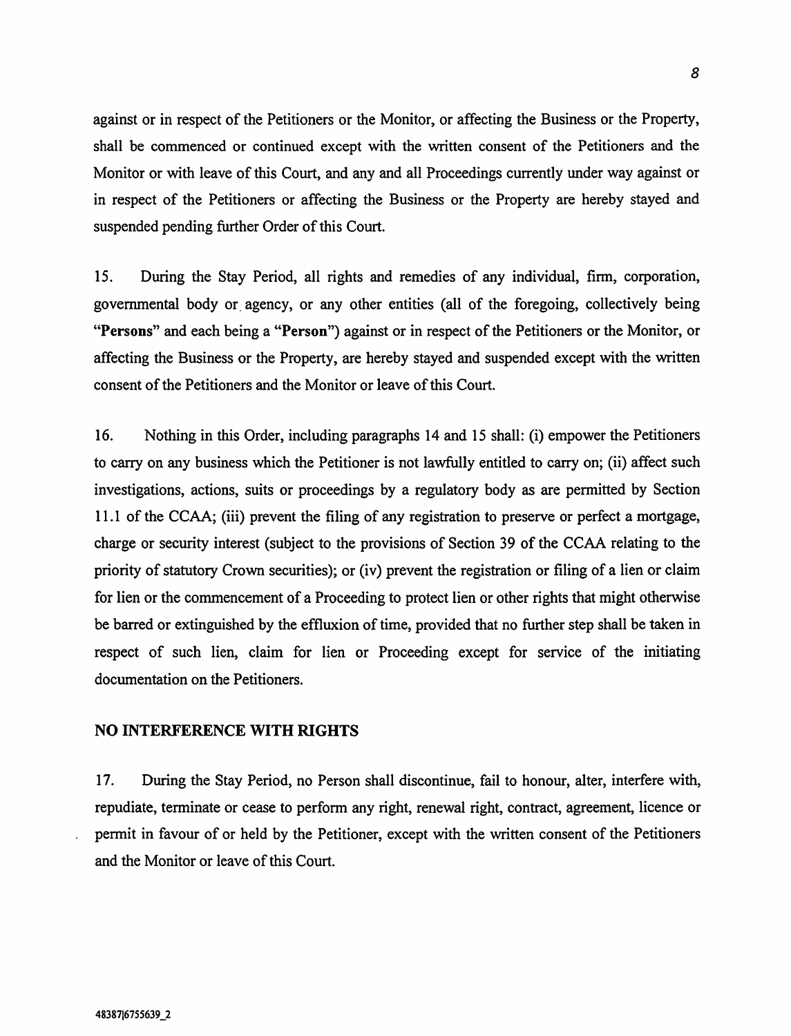against or in respect of the Petitioners or the Monitor, or affecting the Business or the Property, shall be commenced or continued except with the written consent of the Petitioners and the Monitor or with leave of this Court, and any and all Proceedings currently under way against or in respect of the Petitioners or affecting the Business or the Property are hereby stayed and suspended pending further Order of this Court.

15. During the Stay Period, all rights and remedies of any individual, firm, corporation, governmental body or agency, or any other entities (all of the foregoing, collectively being "**Persons**" and each being a "**Person**") against or in respect of the Petitioners or the Monitor, or affecting the Business or the Property, are hereby stayed and suspended except with the written consent of the Petitioners and the Monitor or leave of this Court.

16. Nothing in this Order, including paragraphs 14 and 15 shall: (i) empower the Petitioners to carry on any business which the Petitioner is not lawfully entitled to carry on; (ii) affect such investigations, actions, suits or proceedings by a regulatory body as are permitted by Section 11.1 of the CCAA; (iii) prevent the filing of any registration to preserve or perfect a mortgage, charge or security interest (subject to the provisions of Section 39 of the CCAA relating to the priority of statutory Crown securities); or (iv) prevent the registration or filing of a lien or claim for lien or the commencement of a Proceeding to protect lien or other rights that might otherwise be barred or extinguished by the effluxion of time, provided that no further step shall be taken in respect of such lien, claim for lien or Proceeding except for service of the initiating documentation on the Petitioners.

## NO INTERFERENCE WITH RIGHTS

17. During the Stay Period, no Person shall discontinue, fail to honour, alter, interfere with, repudiate, terminate or cease to perform any right, renewal right, contract, agreement, licence or permit in favour of or held by the Petitioner, except with the written consent of the Petitioners and the Monitor or leave of this Court.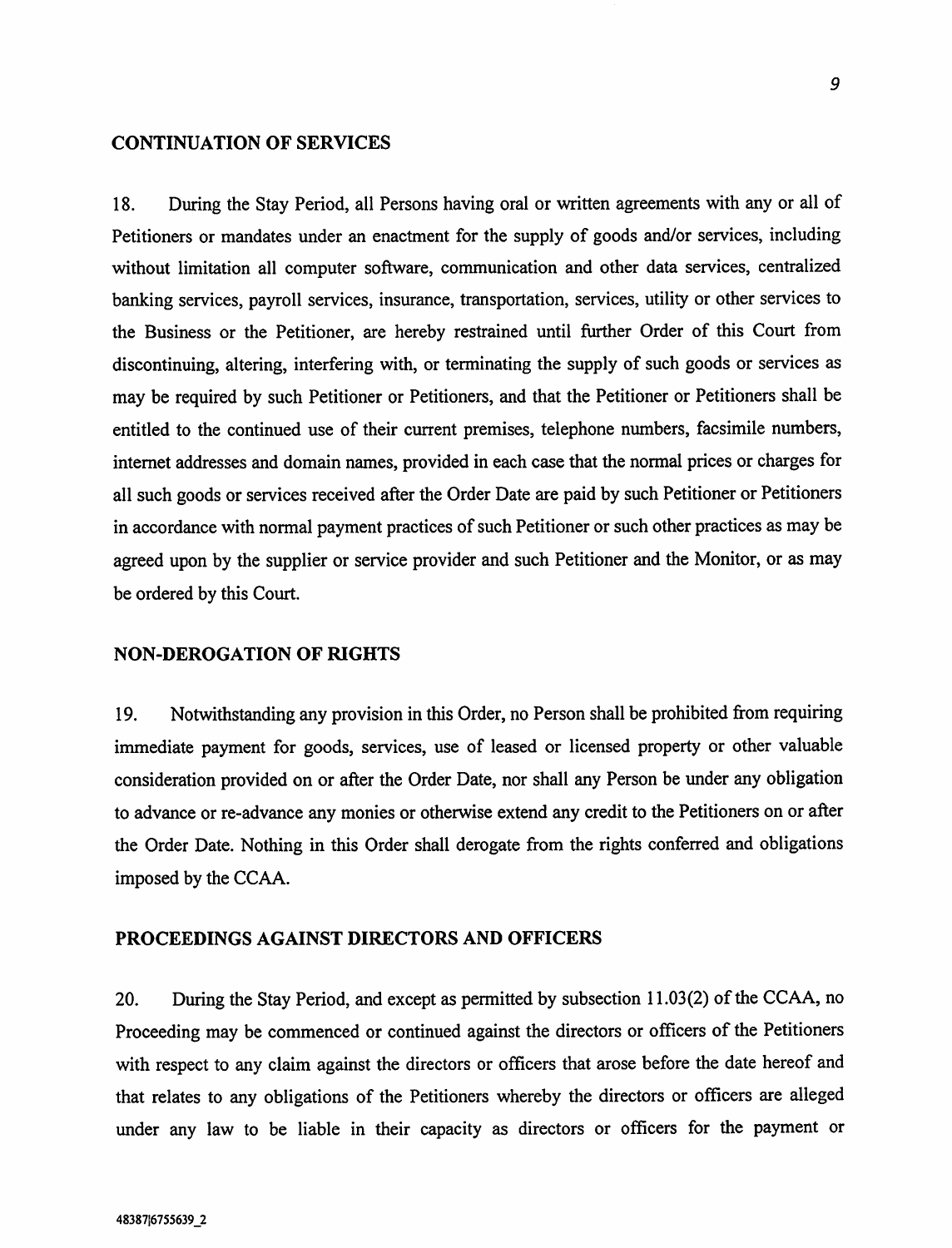## CONTINUATION OF SERVICES

18. During the Stay Period, all Persons having oral or written agreements with any or all of Petitioners or mandates under an enactment for the supply of goods and/or services, including without limitation all computer software, communication and other data services, centralized banking services, payroll services, insurance, transportation, services, utility or other services to the Business or the Petitioner, are hereby restrained until further Order of this Court from discontinuing, altering, interfering with, or terminating the supply of such goods or services as may be required by such Petitioner or Petitioners, and that the Petitioner or Petitioners shall be entitled to the continued use of their current premises, telephone numbers, facsimile numbers, internet addresses and domain names, provided in each case that the normal prices or charges for all such goods or services received after the Order Date are paid by such Petitioner or Petitioners in accordance with normal payment practices of such Petitioner or such other practices as may be agreed upon by the supplier or service provider and such Petitioner and the Monitor, or as may be ordered by this Court.

## NON-DEROGATION OF RIGHTS

19. Notwithstanding any provision in this Order, no Person shall be prohibited from requiring immediate payment for goods, services, use of leased or licensed property or other valuable consideration provided on or after the Order Date, nor shall any Person be under any obligation to advance or re-advance any monies or otherwise extend any credit to the Petitioners on or after the Order Date. Nothing in this Order shall derogate from the rights conferred and obligations imposed by the CCAA.

## PROCEEDINGS AGAINST DIRECTORS AND OFFICERS

20. During the Stay Period, and except as permitted by subsection 11.03(2) of the CCAA, no Proceeding may be commenced or continued against the directors or officers of the Petitioners with respect to any claim against the directors or officers that arose before the date hereof and that relates to any obligations of the Petitioners whereby the directors or officers are alleged under any law to be liable in their capacity as directors or officers for the payment or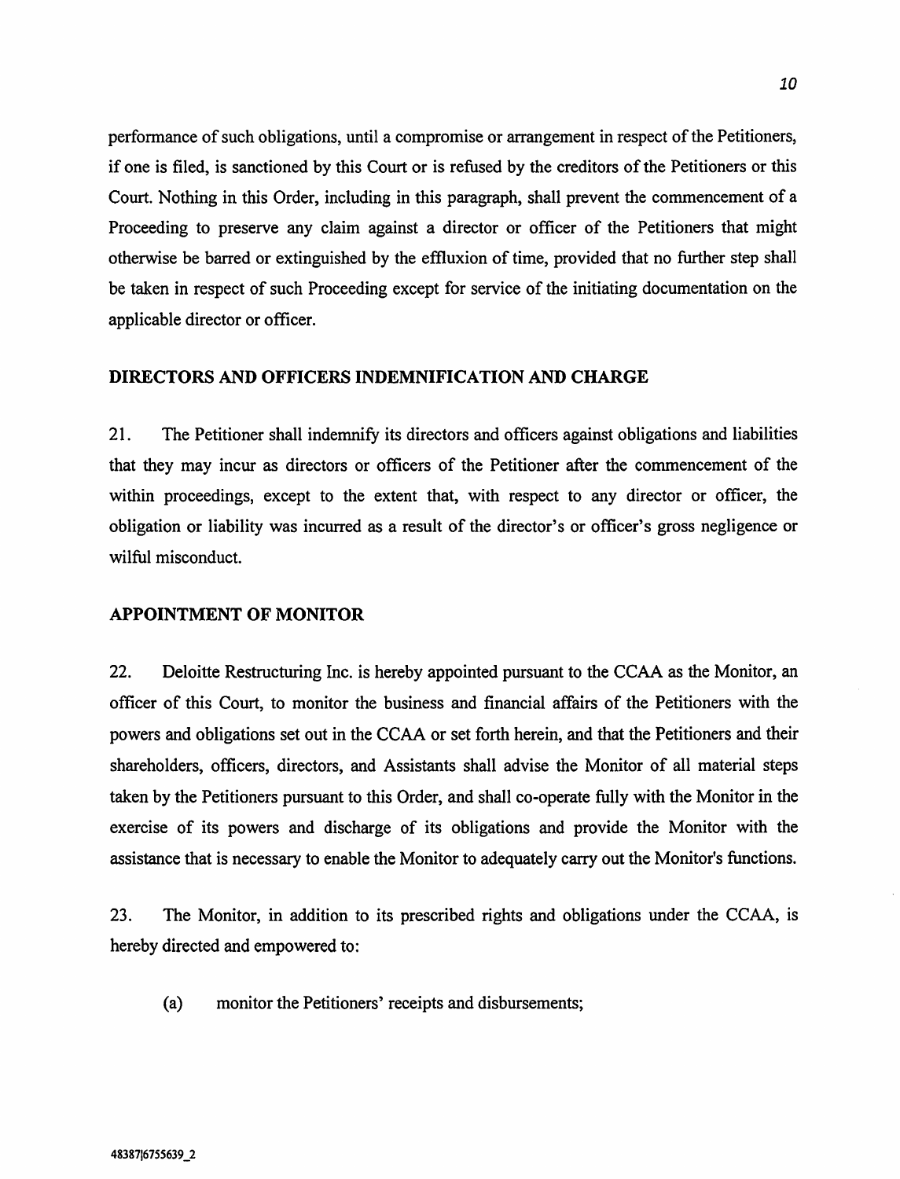performance of such obligations, until a compromise or arrangement in respect of the Petitioners, if one is filed, is sanctioned by this Court or is refused by the creditors of the Petitioners or this Court. Nothing in this Order, including in this paragraph, shall prevent the commencement of a Proceeding to preserve any claim against a director or officer of the Petitioners that might otherwise be barred or extinguished by the effluxion of time, provided that no further step shall be taken in respect of such Proceeding except for service of the initiating documentation on the applicable director or officer.

## DIRECTORS AND OFFICERS INDEMNIFICATION AND CHARGE

21. The Petitioner shall indemnify its directors and officers against obligations and liabilities that they may incur as directors or officers of the Petitioner after the commencement of the within proceedings, except to the extent that, with respect to any director or officer, the obligation or liability was incurred as a result of the director's or officer's gross negligence or wilful misconduct.

## APPOINTMENT OF MONITOR

22. Deloitte Restructuring Inc. is hereby appointed pursuant to the CCAA as the Monitor, an officer of this Court, to monitor the business and financial affairs of the Petitioners with the powers and obligations set out in the CCAA or set forth herein, and that the Petitioners and their shareholders, officers, directors, and Assistants shall advise the Monitor of all material steps taken by the Petitioners pursuant to this Order, and shall co-operate fully with the Monitor in the exercise of its powers and discharge of its obligations and provide the Monitor with the assistance that is necessary to enable the Monitor to adequately carry out the Monitor's functions.

23. The Monitor, in addition to its prescribed rights and obligations under the CCAA, is hereby directed and empowered to:

(a) monitor the Petitioners' receipts and disbursements;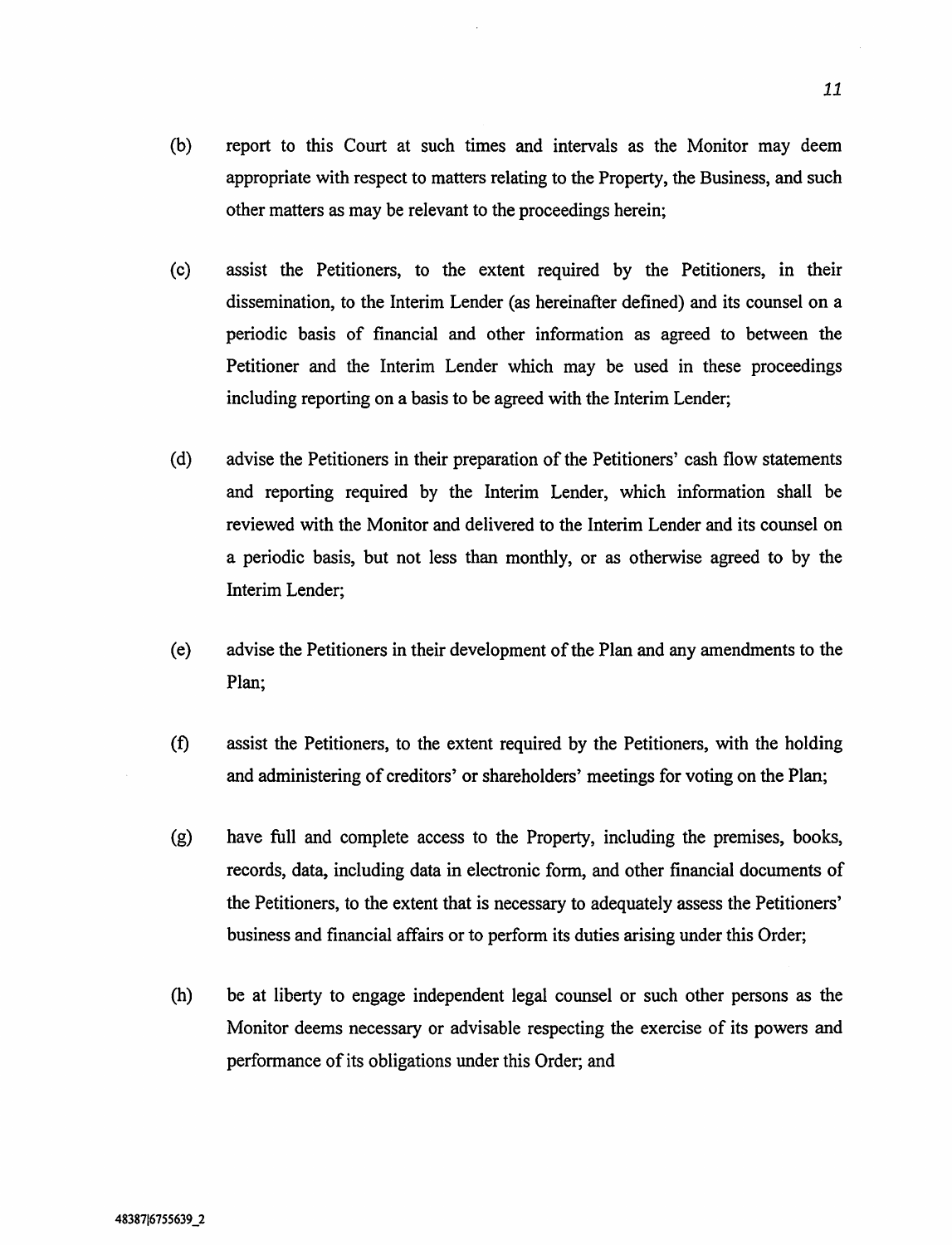(b) report to this Court at such times and intervals as the Monitor may deem appropriate with respect to matters relating to the Property, the Business, and such other matters as may be relevant to the proceedings herein;

(c) assist the Petitioners, to the extent required by the Petitioners, in their dissemination, to the Interim Lender (as hereinafter defined) and its counsel on a periodic basis of financial and other information as agreed to between the Petitioner and the Interim Lender which may be used in these proceedings including reporting on a basis to be agreed with the Interim Lender;

(d) advise the Petitioners in their preparation of the Petitioners' cash flow statements and reporting required by the Interim Lender, which information shall be reviewed with the Monitor and delivered to the Interim Lender and its counsel on a periodic basis, but not less than monthly, or as otherwise agreed to by the Interim Lender;

(e) advise the Petitioners in their development of the Plan and any amendments to the Plan;

(f) assist the Petitioners, to the extent required by the Petitioners, with the holding and administering of creditors' or shareholders' meetings for voting on the Plan;

(g) have full and complete access to the Property, including the premises, books, records, data, including data in electronic form, and other financial documents of the Petitioners, to the extent that is necessary to adequately assess the Petitioners' business and financial affairs or to perform its duties arising under this Order;

(h) be at liberty to engage independent legal counsel or such other persons as the Monitor deems necessary or advisable respecting the exercise of its powers and performance of its obligations under this Order; and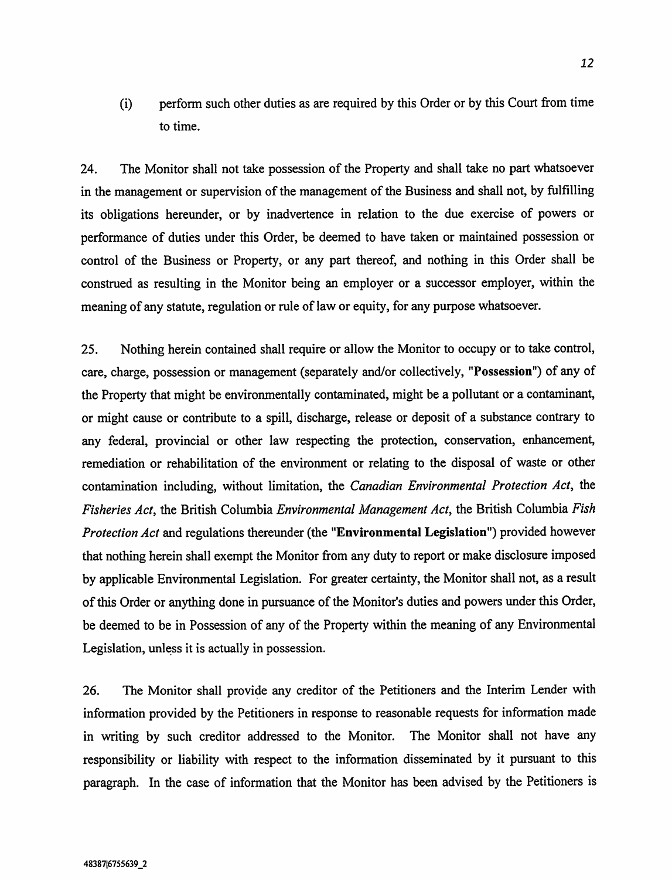(i) perform such other duties as are required by this Order or by this Court from time to time.

24. The Monitor shall not take possession of the Property and shall take no part whatsoever in the management or supervision of the management of the Business and shall not, by fulfilling its obligations hereunder, or by inadvertence in relation to the due exercise of powers or performance of duties under this Order, be deemed to have taken or maintained possession or control of the Business or Property, or any part thereof, and nothing in this Order shall be construed as resulting in the Monitor being an employer or a successor employer, within the meaning of any statute, regulation or rule of law or equity, for any purpose whatsoever.

25. Nothing herein contained shall require or allow the Monitor to occupy or to take control, care, charge, possession or management (separately and/or collectively, "**Possession**") of any of the Property that might be environmentally contaminated, might be a pollutant or a contaminant, or might cause or contribute to a spill, discharge, release or deposit of a substance contrary to any federal, provincial or other law respecting the protection, conservation, enhancement, remediation or rehabilitation of the environment or relating to the disposal of waste or other contamination including, without limitation, the *Canadian Environmental Protection Act*, the *Fisheries Act*, the British Columbia *Environmental Management Act*, the British Columbia *Fish Protection Act* and regulations thereunder (the "**Environmental Legislation**") provided however that nothing herein shall exempt the Monitor from any duty to report or make disclosure imposed by applicable Environmental Legislation. For greater certainty, the Monitor shall not, as a result of this Order or anything done in pursuance of the Monitor's duties and powers under this Order, be deemed to be in Possession of any of the Property within the meaning of any Environmental Legislation, unless it is actually in possession.

26. The Monitor shall provide any creditor of the Petitioners and the Interim Lender with information provided by the Petitioners in response to reasonable requests for information made in writing by such creditor addressed to the Monitor. The Monitor shall not have any responsibility or liability with respect to the information disseminated by it pursuant to this paragraph. In the case of information that the Monitor has been advised by the Petitioners is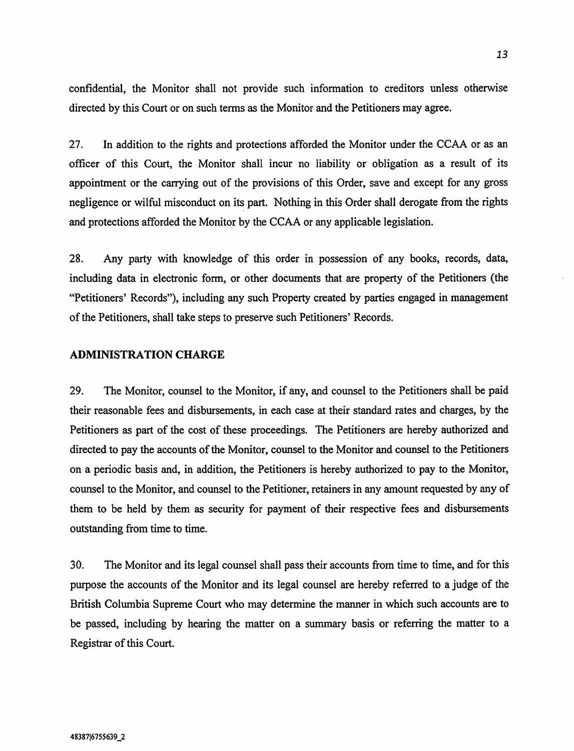confidential, the Monitor shall not provide such information to creditors unless otherwise directed by this Court or on such terms as the Monitor and the Petitioners may agree.

27. In addition to the rights and protections afforded the Monitor under the CCAA or as an officer of this Court, the Monitor shall incur no liability or obligation as a result of its appointment or the carrying out of the provisions of this Order, save and except for any gross negligence or wilful misconduct on its part. Nothing in this Order shall derogate from the rights and protections afforded the Monitor by the CCAA or any applicable legislation.

28. Any party with knowledge of this order in possession of any books, records, data, including data in electronic form, or other documents that are property of the Petitioners (the "Petitioners' Records"), including any such Property created by parties engaged in management of the Petitioners, shall take steps to preserve such Petitioners' Records.

## ADMINISTRATION CHARGE

29. The Monitor, counsel to the Monitor, if any, and counsel to the Petitioners shall be paid their reasonable fees and disbursements, in each case at their standard rates and charges, by the Petitioners as part of the cost of these proceedings. The Petitioners are hereby authorized and directed to pay the accounts of the Monitor, counsel to the Monitor and counsel to the Petitioners on a periodic basis and, in addition, the Petitioners is hereby authorized to pay to the Monitor, counsel to the Monitor, and counsel to the Petitioner, retainers in any amount requested by any of them to be held by them as security for payment of their respective fees and disbursements outstanding from time to time.

30. The Monitor and its legal counsel shall pass their accounts from time to time, and for this purpose the accounts of the Monitor and its legal counsel are hereby referred to a judge of the British Columbia Supreme Court who may determine the manner in which such accounts are to be passed, including by hearing the matter on a summary basis or referring the matter to a Registrar of this Court.

48387|6755639_2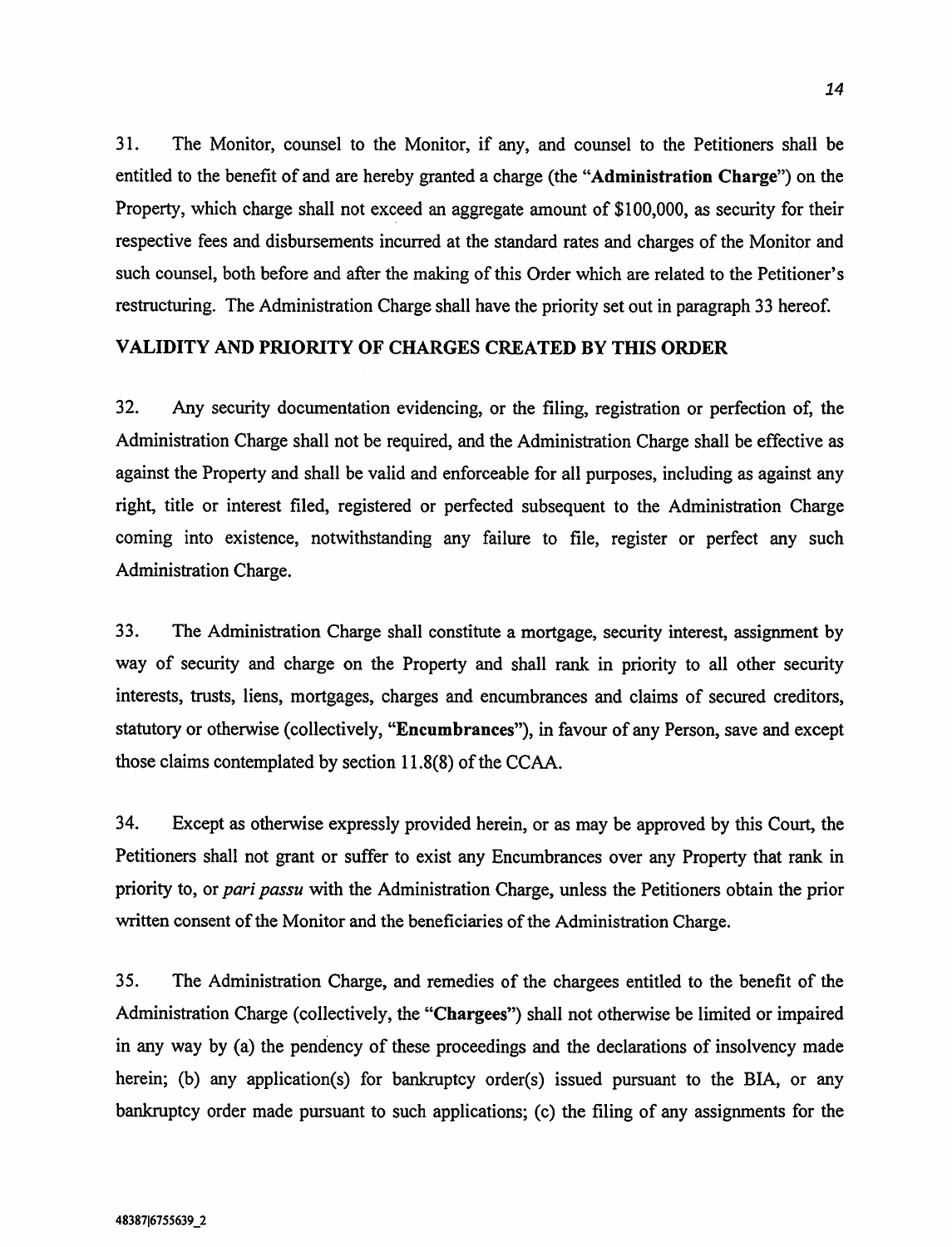31. The Monitor, counsel to the Monitor, if any, and counsel to the Petitioners shall be entitled to the benefit of and are hereby granted a charge (the "**Administration Charge**") on the Property, which charge shall not exceed an aggregate amount of $100,000, as security for their respective fees and disbursements incurred at the standard rates and charges of the Monitor and such counsel, both before and after the making of this Order which are related to the Petitioner's restructuring. The Administration Charge shall have the priority set out in paragraph 33 hereof.

## VALIDITY AND PRIORITY OF CHARGES CREATED BY THIS ORDER

32. Any security documentation evidencing, or the filing, registration or perfection of, the Administration Charge shall not be required, and the Administration Charge shall be effective as against the Property and shall be valid and enforceable for all purposes, including as against any right, title or interest filed, registered or perfected subsequent to the Administration Charge coming into existence, notwithstanding any failure to file, register or perfect any such Administration Charge.

33. The Administration Charge shall constitute a mortgage, security interest, assignment by way of security and charge on the Property and shall rank in priority to all other security interests, trusts, liens, mortgages, charges and encumbrances and claims of secured creditors, statutory or otherwise (collectively, "**Encumbrances**"), in favour of any Person, save and except those claims contemplated by section 11.8(8) of the CCAA.

34. Except as otherwise expressly provided herein, or as may be approved by this Court, the Petitioners shall not grant or suffer to exist any Encumbrances over any Property that rank in priority to, or *pari passu* with the Administration Charge, unless the Petitioners obtain the prior written consent of the Monitor and the beneficiaries of the Administration Charge.

35. The Administration Charge, and remedies of the chargees entitled to the benefit of the Administration Charge (collectively, the "**Chargees**") shall not otherwise be limited or impaired in any way by (a) the pendency of these proceedings and the declarations of insolvency made herein; (b) any application(s) for bankruptcy order(s) issued pursuant to the BIA, or any bankruptcy order made pursuant to such applications; (c) the filing of any assignments for the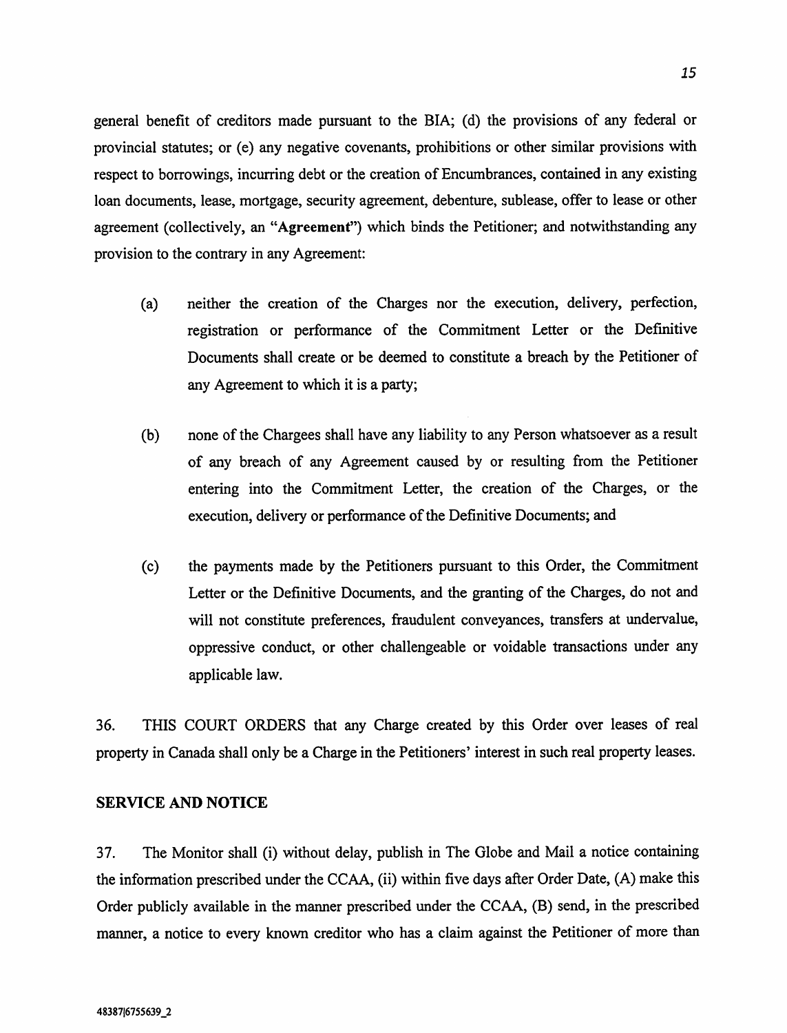general benefit of creditors made pursuant to the BIA; (d) the provisions of any federal or provincial statutes; or (e) any negative covenants, prohibitions or other similar provisions with respect to borrowings, incurring debt or the creation of Encumbrances, contained in any existing loan documents, lease, mortgage, security agreement, debenture, sublease, offer to lease or other agreement (collectively, an "**Agreement**") which binds the Petitioner; and notwithstanding any provision to the contrary in any Agreement:

(a) neither the creation of the Charges nor the execution, delivery, perfection, registration or performance of the Commitment Letter or the Definitive Documents shall create or be deemed to constitute a breach by the Petitioner of any Agreement to which it is a party;

(b) none of the Chargees shall have any liability to any Person whatsoever as a result of any breach of any Agreement caused by or resulting from the Petitioner entering into the Commitment Letter, the creation of the Charges, or the execution, delivery or performance of the Definitive Documents; and

(c) the payments made by the Petitioners pursuant to this Order, the Commitment Letter or the Definitive Documents, and the granting of the Charges, do not and will not constitute preferences, fraudulent conveyances, transfers at undervalue, oppressive conduct, or other challengeable or voidable transactions under any applicable law.

36. THIS COURT ORDERS that any Charge created by this Order over leases of real property in Canada shall only be a Charge in the Petitioners' interest in such real property leases.

**SERVICE AND NOTICE**

37. The Monitor shall (i) without delay, publish in The Globe and Mail a notice containing the information prescribed under the CCAA, (ii) within five days after Order Date, (A) make this Order publicly available in the manner prescribed under the CCAA, (B) send, in the prescribed manner, a notice to every known creditor who has a claim against the Petitioner of more than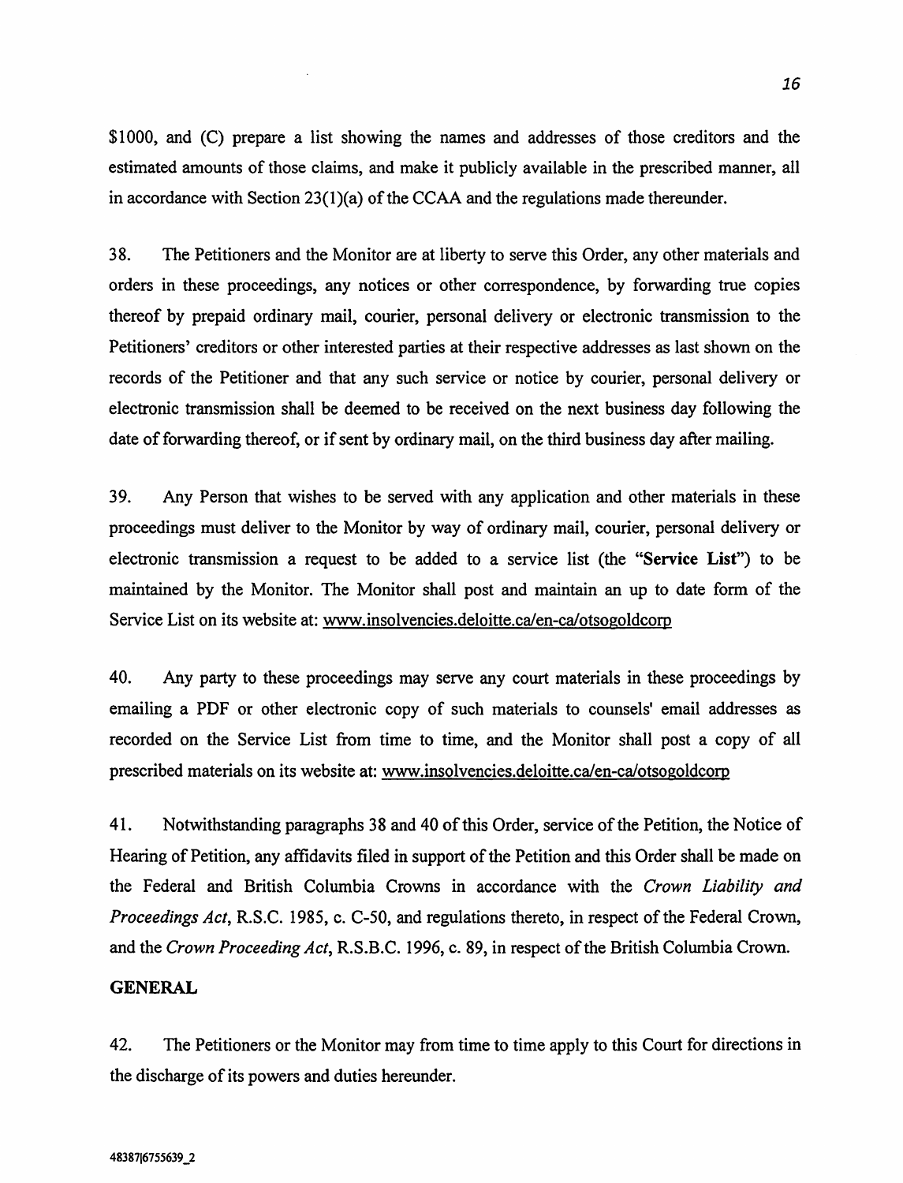$1000, and (C) prepare a list showing the names and addresses of those creditors and the estimated amounts of those claims, and make it publicly available in the prescribed manner, all in accordance with Section 23(1)(a) of the CCAA and the regulations made thereunder.

38. The Petitioners and the Monitor are at liberty to serve this Order, any other materials and orders in these proceedings, any notices or other correspondence, by forwarding true copies thereof by prepaid ordinary mail, courier, personal delivery or electronic transmission to the Petitioners' creditors or other interested parties at their respective addresses as last shown on the records of the Petitioner and that any such service or notice by courier, personal delivery or electronic transmission shall be deemed to be received on the next business day following the date of forwarding thereof, or if sent by ordinary mail, on the third business day after mailing.

39. Any Person that wishes to be served with any application and other materials in these proceedings must deliver to the Monitor by way of ordinary mail, courier, personal delivery or electronic transmission a request to be added to a service list (the "**Service List**") to be maintained by the Monitor. The Monitor shall post and maintain an up to date form of the Service List on its website at: www.insolvencies.deloitte.ca/en-ca/otsogoldcorp

40. Any party to these proceedings may serve any court materials in these proceedings by emailing a PDF or other electronic copy of such materials to counsels' email addresses as recorded on the Service List from time to time, and the Monitor shall post a copy of all prescribed materials on its website at: www.insolvencies.deloitte.ca/en-ca/otsogoldcorp

41. Notwithstanding paragraphs 38 and 40 of this Order, service of the Petition, the Notice of Hearing of Petition, any affidavits filed in support of the Petition and this Order shall be made on the Federal and British Columbia Crowns in accordance with the *Crown Liability and Proceedings Act*, R.S.C. 1985, c. C-50, and regulations thereto, in respect of the Federal Crown, and the *Crown Proceeding Act*, R.S.B.C. 1996, c. 89, in respect of the British Columbia Crown.

**GENERAL**

42. The Petitioners or the Monitor may from time to time apply to this Court for directions in the discharge of its powers and duties hereunder.

48387|6755639_2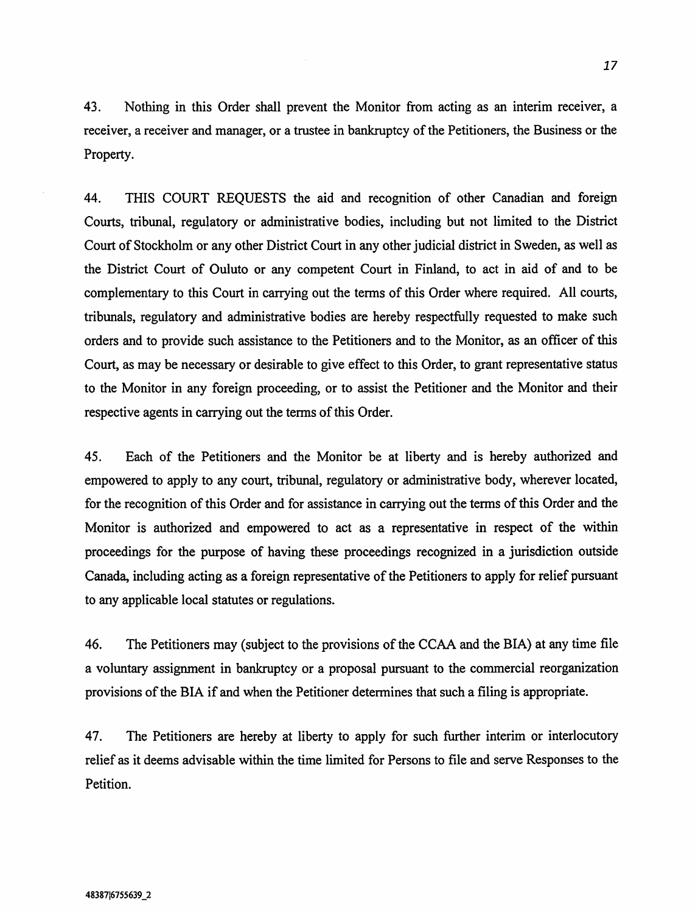43. Nothing in this Order shall prevent the Monitor from acting as an interim receiver, a receiver, a receiver and manager, or a trustee in bankruptcy of the Petitioners, the Business or the Property.

44. THIS COURT REQUESTS the aid and recognition of other Canadian and foreign Courts, tribunal, regulatory or administrative bodies, including but not limited to the District Court of Stockholm or any other District Court in any other judicial district in Sweden, as well as the District Court of Ouluto or any competent Court in Finland, to act in aid of and to be complementary to this Court in carrying out the terms of this Order where required. All courts, tribunals, regulatory and administrative bodies are hereby respectfully requested to make such orders and to provide such assistance to the Petitioners and to the Monitor, as an officer of this Court, as may be necessary or desirable to give effect to this Order, to grant representative status to the Monitor in any foreign proceeding, or to assist the Petitioner and the Monitor and their respective agents in carrying out the terms of this Order.

45. Each of the Petitioners and the Monitor be at liberty and is hereby authorized and empowered to apply to any court, tribunal, regulatory or administrative body, wherever located, for the recognition of this Order and for assistance in carrying out the terms of this Order and the Monitor is authorized and empowered to act as a representative in respect of the within proceedings for the purpose of having these proceedings recognized in a jurisdiction outside Canada, including acting as a foreign representative of the Petitioners to apply for relief pursuant to any applicable local statutes or regulations.

46. The Petitioners may (subject to the provisions of the CCAA and the BIA) at any time file a voluntary assignment in bankruptcy or a proposal pursuant to the commercial reorganization provisions of the BIA if and when the Petitioner determines that such a filing is appropriate.

47. The Petitioners are hereby at liberty to apply for such further interim or interlocutory relief as it deems advisable within the time limited for Persons to file and serve Responses to the Petition.

48387|6755639_2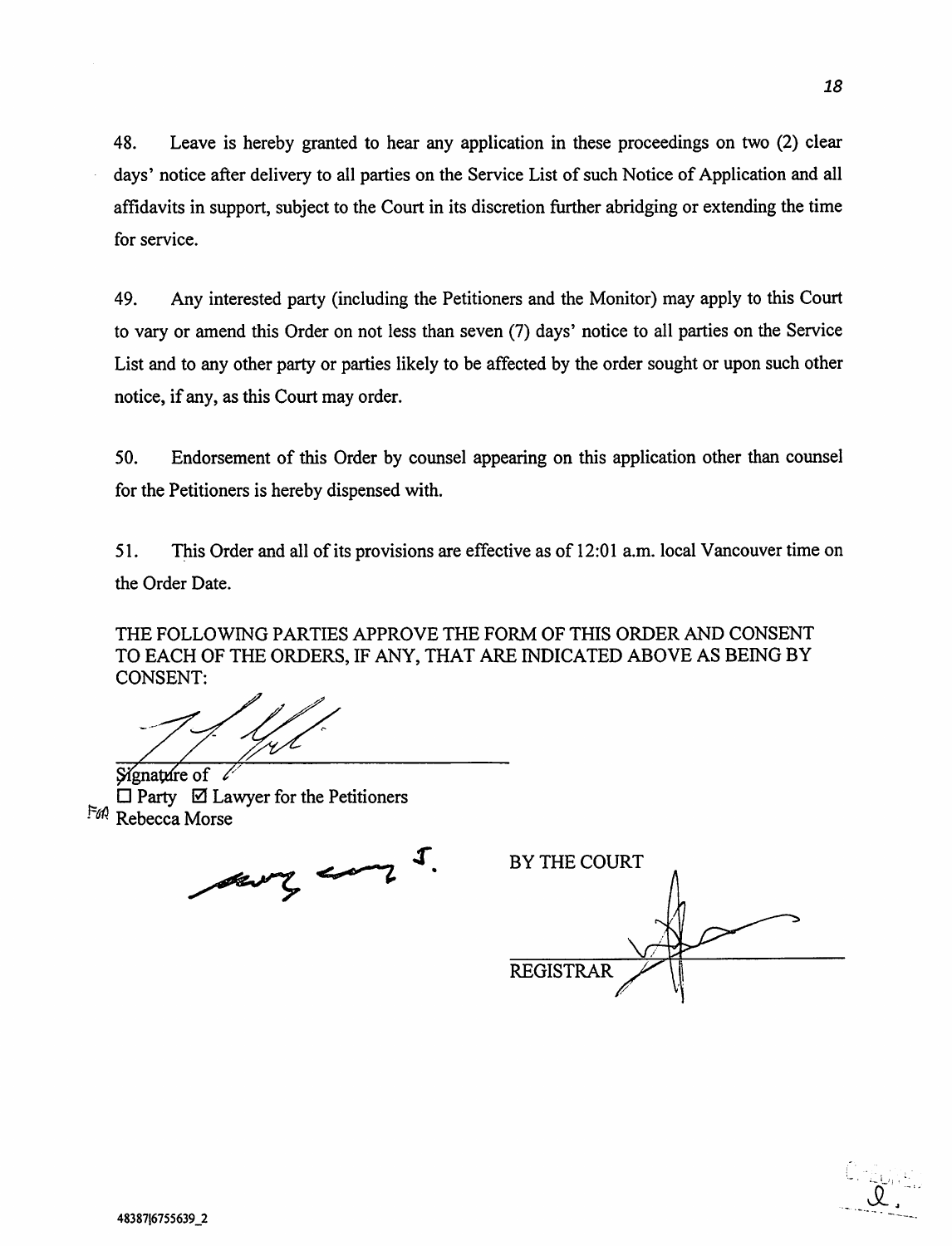48. Leave is hereby granted to hear any application in these proceedings on two (2) clear days' notice after delivery to all parties on the Service List of such Notice of Application and all affidavits in support, subject to the Court in its discretion further abridging or extending the time for service.

49. Any interested party (including the Petitioners and the Monitor) may apply to this Court to vary or amend this Order on not less than seven (7) days' notice to all parties on the Service List and to any other party or parties likely to be affected by the order sought or upon such other notice, if any, as this Court may order.

50. Endorsement of this Order by counsel appearing on this application other than counsel for the Petitioners is hereby dispensed with.

51. This Order and all of its provisions are effective as of 12:01 a.m. local Vancouver time on the Order Date.

THE FOLLOWING PARTIES APPROVE THE FORM OF THIS ORDER AND CONSENT TO EACH OF THE ORDERS, IF ANY, THAT ARE INDICATED ABOVE AS BEING BY CONSENT:

Signature of
☐ Party ☑ Lawyer for the Petitioners
For Rebecca Morse

BY THE COURT

REGISTRAR

48387|6755639_2